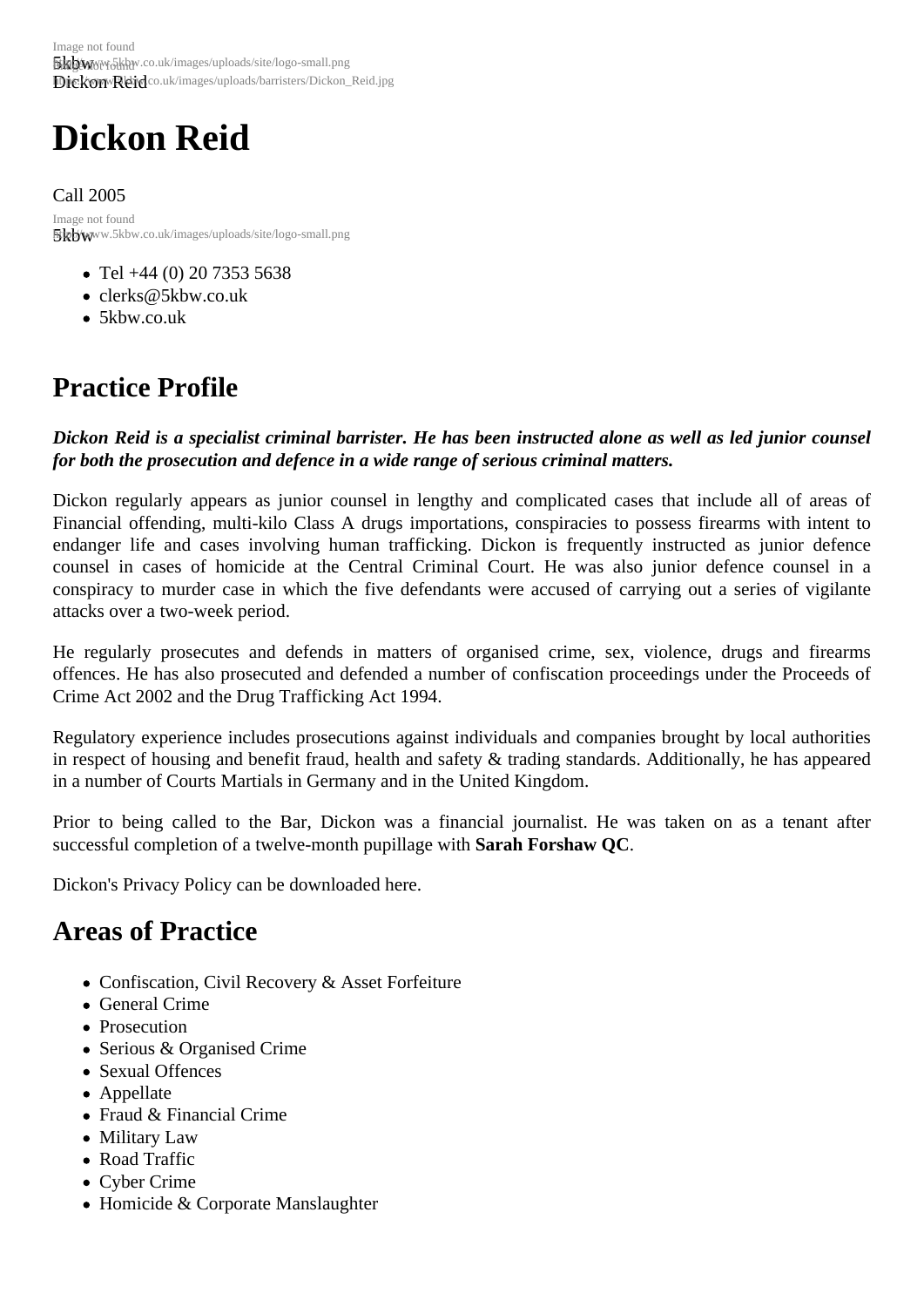# Dickon Reid

Call 2005

- Tel +44 (0) 20 7353 5638
- clerks@5kbw.co.uk
- 5kbw.co.uk

## Practice Profile

***Dickon Reid is a specialist criminal barrister. He has been instructed alone as well as led junior counsel for both the prosecution and defence in a wide range of serious criminal matters.***

Dickon regularly appears as junior counsel in lengthy and complicated cases that include all of areas of Financial offending, multi-kilo Class A drugs importations, conspiracies to possess firearms with intent to endanger life and cases involving human trafficking. Dickon is frequently instructed as junior defence counsel in cases of homicide at the Central Criminal Court. He was also junior defence counsel in a conspiracy to murder case in which the five defendants were accused of carrying out a series of vigilante attacks over a two-week period.

He regularly prosecutes and defends in matters of organised crime, sex, violence, drugs and firearms offences. He has also prosecuted and defended a number of confiscation proceedings under the Proceeds of Crime Act 2002 and the Drug Trafficking Act 1994.

Regulatory experience includes prosecutions against individuals and companies brought by local authorities in respect of housing and benefit fraud, health and safety & trading standards. Additionally, he has appeared in a number of Courts Martials in Germany and in the United Kingdom.

Prior to being called to the Bar, Dickon was a financial journalist. He was taken on as a tenant after successful completion of a twelve-month pupillage with **Sarah Forshaw QC**.

Dickon's Privacy Policy can be downloaded here.

## Areas of Practice

- Confiscation, Civil Recovery & Asset Forfeiture
- General Crime
- Prosecution
- Serious & Organised Crime
- Sexual Offences
- Appellate
- Fraud & Financial Crime
- Military Law
- Road Traffic
- Cyber Crime
- Homicide & Corporate Manslaughter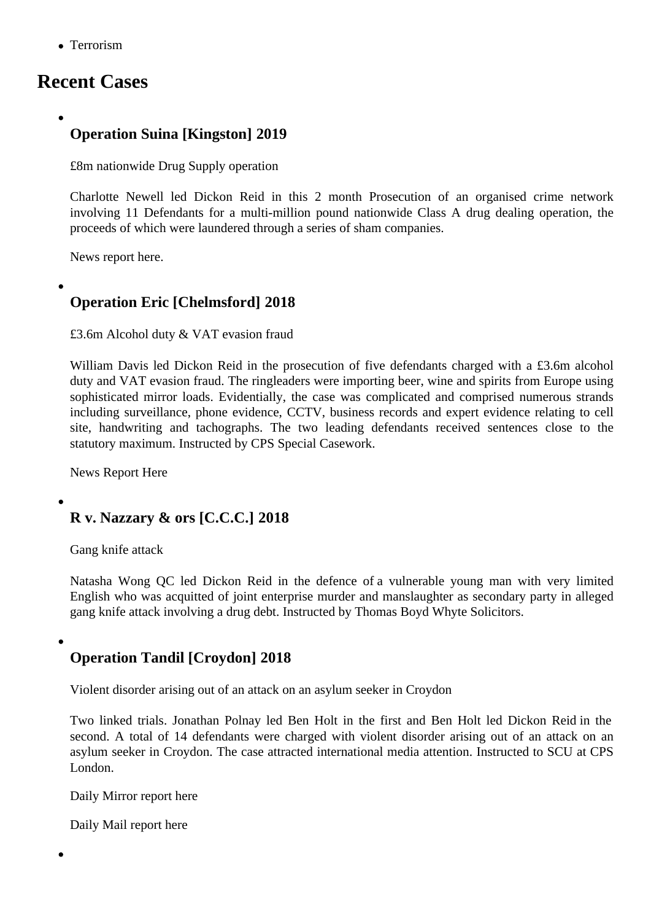- Terrorism

## Recent Cases

- ### Operation Suina [Kingston] 2019

  £8m nationwide Drug Supply operation

  Charlotte Newell led Dickon Reid in this 2 month Prosecution of an organised crime network involving 11 Defendants for a multi-million pound nationwide Class A drug dealing operation, the proceeds of which were laundered through a series of sham companies.

  News report here.

- ### Operation Eric [Chelmsford] 2018

  £3.6m Alcohol duty & VAT evasion fraud

  William Davis led Dickon Reid in the prosecution of five defendants charged with a £3.6m alcohol duty and VAT evasion fraud. The ringleaders were importing beer, wine and spirits from Europe using sophisticated mirror loads. Evidentially, the case was complicated and comprised numerous strands including surveillance, phone evidence, CCTV, business records and expert evidence relating to cell site, handwriting and tachographs. The two leading defendants received sentences close to the statutory maximum. Instructed by CPS Special Casework.

  News Report Here

- ### R v. Nazzary & ors [C.C.C.] 2018

  Gang knife attack

  Natasha Wong QC led Dickon Reid in the defence of a vulnerable young man with very limited English who was acquitted of joint enterprise murder and manslaughter as secondary party in alleged gang knife attack involving a drug debt. Instructed by Thomas Boyd Whyte Solicitors.

- ### Operation Tandil [Croydon] 2018

  Violent disorder arising out of an attack on an asylum seeker in Croydon

  Two linked trials. Jonathan Polnay led Ben Holt in the first and Ben Holt led Dickon Reid in the second. A total of 14 defendants were charged with violent disorder arising out of an attack on an asylum seeker in Croydon. The case attracted international media attention. Instructed to SCU at CPS London.

  Daily Mirror report here

  Daily Mail report here

-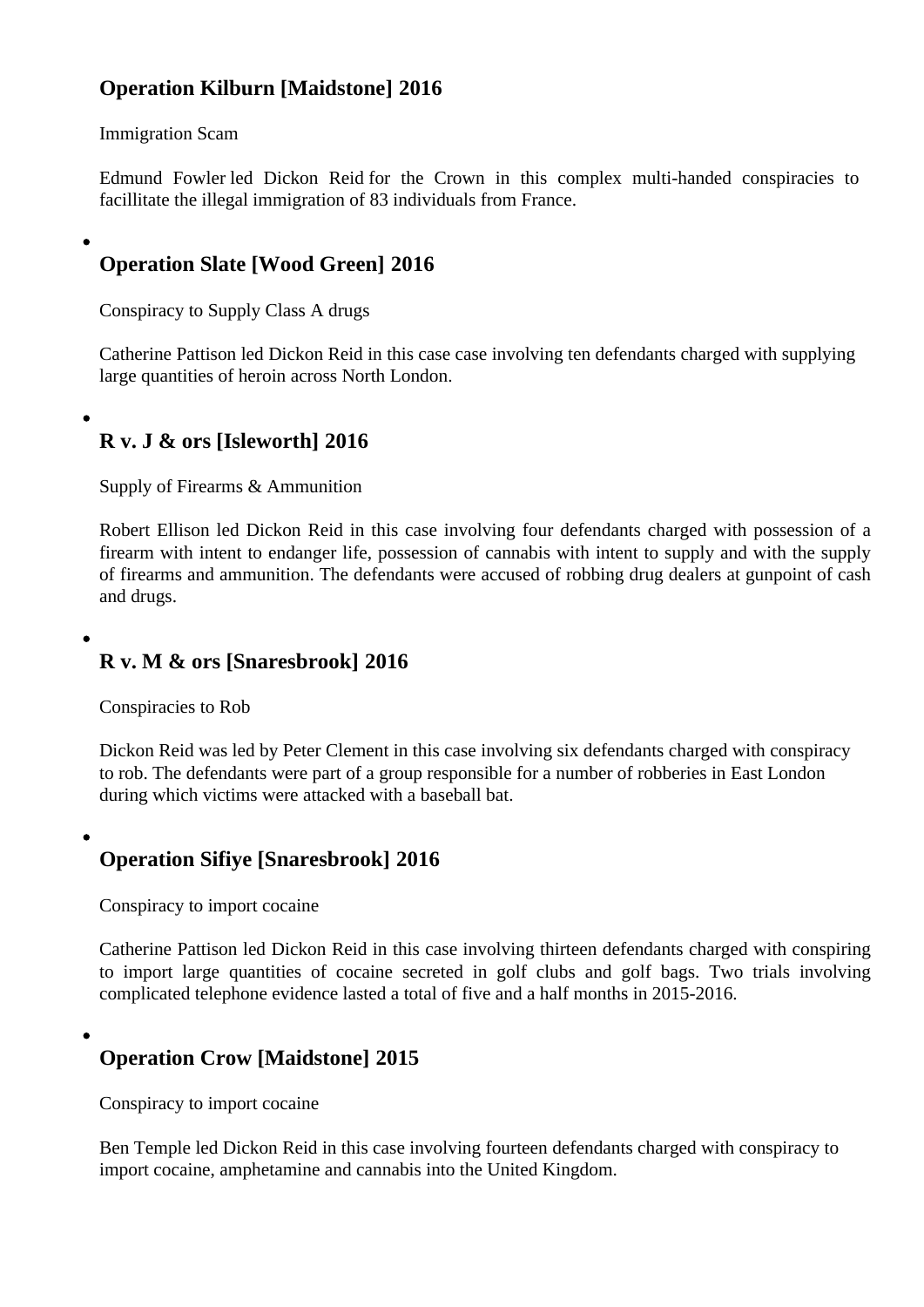### Operation Kilburn [Maidstone] 2016

Immigration Scam

Edmund Fowler led Dickon Reid for the Crown in this complex multi-handed conspiracies to facillitate the illegal immigration of 83 individuals from France.

- ### Operation Slate [Wood Green] 2016

Conspiracy to Supply Class A drugs

Catherine Pattison led Dickon Reid in this case case involving ten defendants charged with supplying large quantities of heroin across North London.

- ### R v. J & ors [Isleworth] 2016

Supply of Firearms & Ammunition

Robert Ellison led Dickon Reid in this case involving four defendants charged with possession of a firearm with intent to endanger life, possession of cannabis with intent to supply and with the supply of firearms and ammunition. The defendants were accused of robbing drug dealers at gunpoint of cash and drugs.

- ### R v. M & ors [Snaresbrook] 2016

Conspiracies to Rob

Dickon Reid was led by Peter Clement in this case involving six defendants charged with conspiracy to rob. The defendants were part of a group responsible for a number of robberies in East London during which victims were attacked with a baseball bat.

- ### Operation Sifiye [Snaresbrook] 2016

Conspiracy to import cocaine

Catherine Pattison led Dickon Reid in this case involving thirteen defendants charged with conspiring to import large quantities of cocaine secreted in golf clubs and golf bags. Two trials involving complicated telephone evidence lasted a total of five and a half months in 2015-2016.

- ### Operation Crow [Maidstone] 2015

Conspiracy to import cocaine

Ben Temple led Dickon Reid in this case involving fourteen defendants charged with conspiracy to import cocaine, amphetamine and cannabis into the United Kingdom.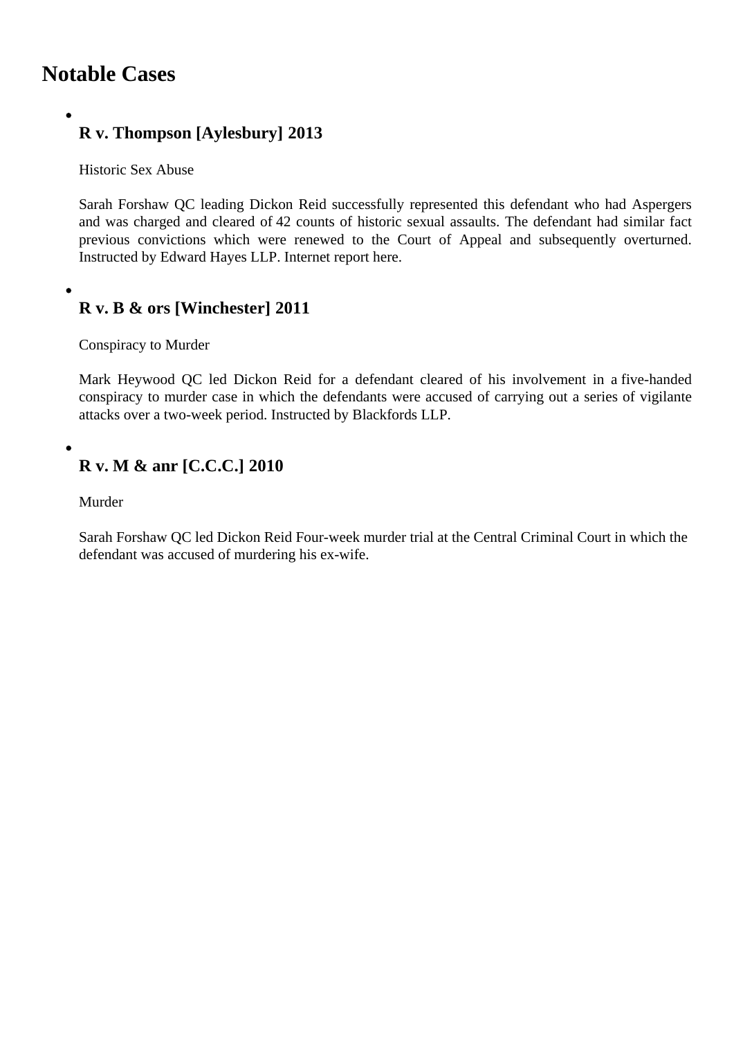# Notable Cases

- ### R v. Thompson [Aylesbury] 2013

  Historic Sex Abuse

  Sarah Forshaw QC leading Dickon Reid successfully represented this defendant who had Aspergers and was charged and cleared of 42 counts of historic sexual assaults. The defendant had similar fact previous convictions which were renewed to the Court of Appeal and subsequently overturned. Instructed by Edward Hayes LLP. Internet report here.

- ### R v. B & ors [Winchester] 2011

  Conspiracy to Murder

  Mark Heywood QC led Dickon Reid for a defendant cleared of his involvement in a five-handed conspiracy to murder case in which the defendants were accused of carrying out a series of vigilante attacks over a two-week period. Instructed by Blackfords LLP.

- ### R v. M & anr [C.C.C.] 2010

  Murder

  Sarah Forshaw QC led Dickon Reid Four-week murder trial at the Central Criminal Court in which the defendant was accused of murdering his ex-wife.